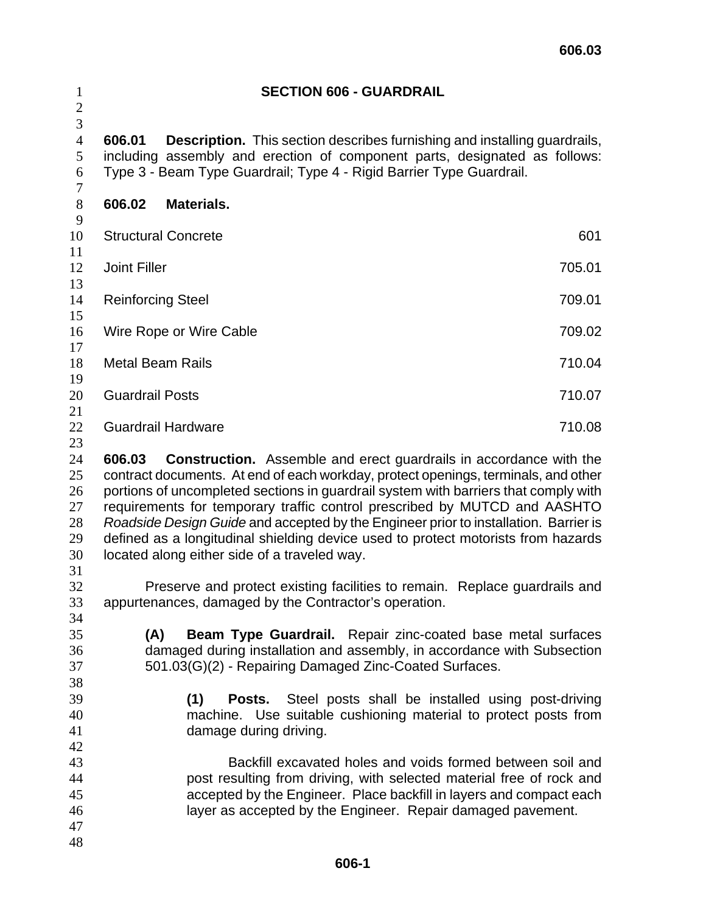# SECTION 606 - GUARDRAIL

**606.01 Description.** This section describes furnishing and installing guardrails, including assembly and erection of component parts, designated as follows: Type 3 - Beam Type Guardrail; Type 4 - Rigid Barrier Type Guardrail.

**606.02 Materials.**

| | |
|---|---|
| Structural Concrete | 601 |
| Joint Filler | 705.01 |
| Reinforcing Steel | 709.01 |
| Wire Rope or Wire Cable | 709.02 |
| Metal Beam Rails | 710.04 |
| Guardrail Posts | 710.07 |
| Guardrail Hardware | 710.08 |

**606.03 Construction.** Assemble and erect guardrails in accordance with the contract documents. At end of each workday, protect openings, terminals, and other portions of uncompleted sections in guardrail system with barriers that comply with requirements for temporary traffic control prescribed by MUTCD and AASHTO *Roadside Design Guide* and accepted by the Engineer prior to installation. Barrier is defined as a longitudinal shielding device used to protect motorists from hazards located along either side of a traveled way.

Preserve and protect existing facilities to remain. Replace guardrails and appurtenances, damaged by the Contractor's operation.

**(A) Beam Type Guardrail.** Repair zinc-coated base metal surfaces damaged during installation and assembly, in accordance with Subsection 501.03(G)(2) - Repairing Damaged Zinc-Coated Surfaces.

**(1) Posts.** Steel posts shall be installed using post-driving machine. Use suitable cushioning material to protect posts from damage during driving.

Backfill excavated holes and voids formed between soil and post resulting from driving, with selected material free of rock and accepted by the Engineer. Place backfill in layers and compact each layer as accepted by the Engineer. Repair damaged pavement.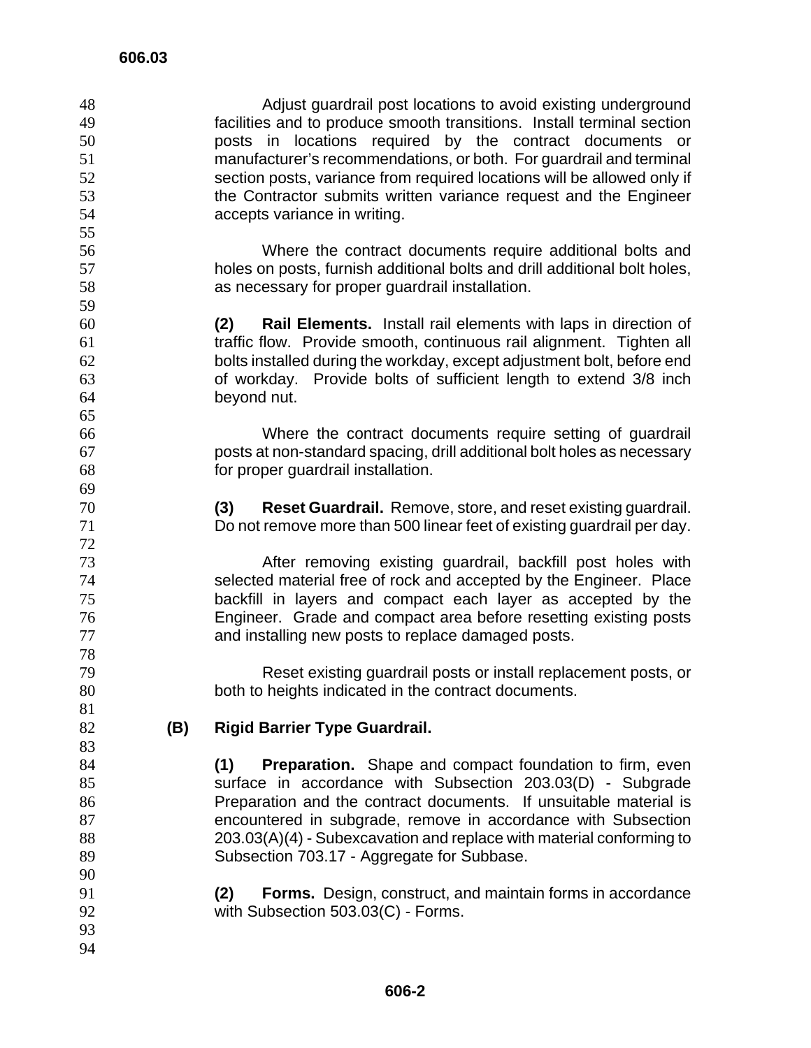Adjust guardrail post locations to avoid existing underground facilities and to produce smooth transitions. Install terminal section posts in locations required by the contract documents or manufacturer's recommendations, or both. For guardrail and terminal section posts, variance from required locations will be allowed only if the Contractor submits written variance request and the Engineer accepts variance in writing.

Where the contract documents require additional bolts and holes on posts, furnish additional bolts and drill additional bolt holes, as necessary for proper guardrail installation.

**(2) Rail Elements.** Install rail elements with laps in direction of traffic flow. Provide smooth, continuous rail alignment. Tighten all bolts installed during the workday, except adjustment bolt, before end of workday. Provide bolts of sufficient length to extend 3/8 inch beyond nut.

Where the contract documents require setting of guardrail posts at non-standard spacing, drill additional bolt holes as necessary for proper guardrail installation.

**(3) Reset Guardrail.** Remove, store, and reset existing guardrail. Do not remove more than 500 linear feet of existing guardrail per day.

After removing existing guardrail, backfill post holes with selected material free of rock and accepted by the Engineer. Place backfill in layers and compact each layer as accepted by the Engineer. Grade and compact area before resetting existing posts and installing new posts to replace damaged posts.

Reset existing guardrail posts or install replacement posts, or both to heights indicated in the contract documents.

**(B) Rigid Barrier Type Guardrail.**

**(1) Preparation.** Shape and compact foundation to firm, even surface in accordance with Subsection 203.03(D) - Subgrade Preparation and the contract documents. If unsuitable material is encountered in subgrade, remove in accordance with Subsection 203.03(A)(4) - Subexcavation and replace with material conforming to Subsection 703.17 - Aggregate for Subbase.

**(2) Forms.** Design, construct, and maintain forms in accordance with Subsection 503.03(C) - Forms.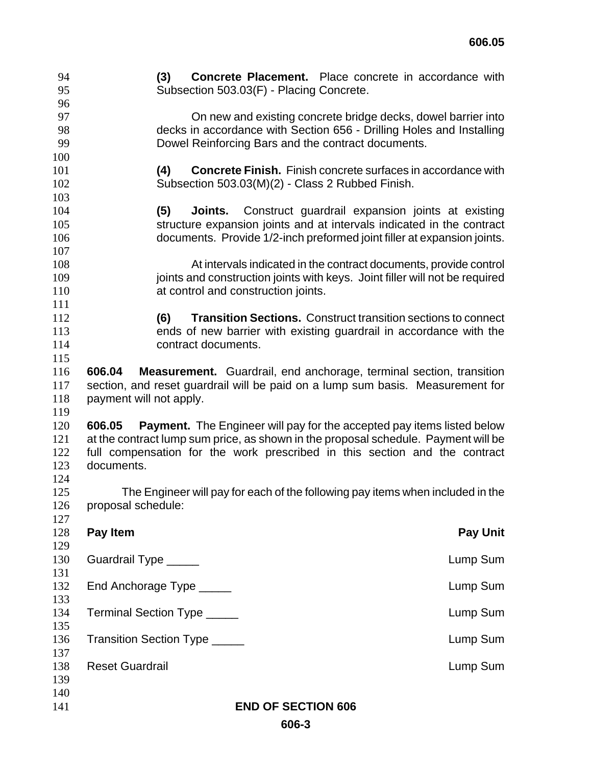**(3) Concrete Placement.** Place concrete in accordance with Subsection 503.03(F) - Placing Concrete.

On new and existing concrete bridge decks, dowel barrier into decks in accordance with Section 656 - Drilling Holes and Installing Dowel Reinforcing Bars and the contract documents.

**(4) Concrete Finish.** Finish concrete surfaces in accordance with Subsection 503.03(M)(2) - Class 2 Rubbed Finish.

**(5) Joints.** Construct guardrail expansion joints at existing structure expansion joints and at intervals indicated in the contract documents. Provide 1/2-inch preformed joint filler at expansion joints.

At intervals indicated in the contract documents, provide control joints and construction joints with keys. Joint filler will not be required at control and construction joints.

**(6) Transition Sections.** Construct transition sections to connect ends of new barrier with existing guardrail in accordance with the contract documents.

**606.04 Measurement.** Guardrail, end anchorage, terminal section, transition section, and reset guardrail will be paid on a lump sum basis. Measurement for payment will not apply.

**606.05 Payment.** The Engineer will pay for the accepted pay items listed below at the contract lump sum price, as shown in the proposal schedule. Payment will be full compensation for the work prescribed in this section and the contract documents.

The Engineer will pay for each of the following pay items when included in the proposal schedule:

| Pay Item | Pay Unit |
|---|---|
| Guardrail Type _____ | Lump Sum |
| End Anchorage Type _____ | Lump Sum |
| Terminal Section Type _____ | Lump Sum |
| Transition Section Type _____ | Lump Sum |
| Reset Guardrail | Lump Sum |

**END OF SECTION 606**